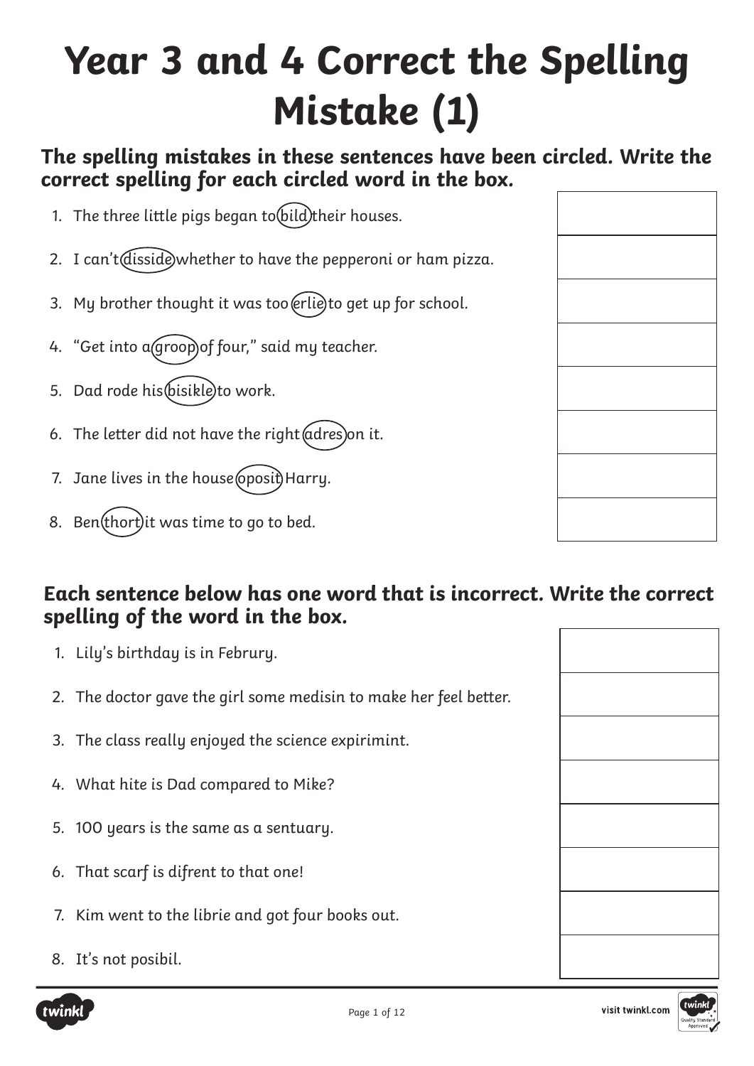# Year 3 and 4 Correct the Spelling Mistake (1)

**The spelling mistakes in these sentences have been circled. Write the correct spelling for each circled word in the box.**

1. The three little pigs began to bild their houses.
2. I can't disside whether to have the pepperoni or ham pizza.
3. My brother thought it was too erlie to get up for school.
4. "Get into a groop of four," said my teacher.
5. Dad rode his bisikle to work.
6. The letter did not have the right adres on it.
7. Jane lives in the house oposit Harry.
8. Ben thort it was time to go to bed.

**Each sentence below has one word that is incorrect. Write the correct spelling of the word in the box.**

1. Lily's birthday is in Februry.
2. The doctor gave the girl some medisin to make her feel better.
3. The class really enjoyed the science expirimint.
4. What hite is Dad compared to Mike?
5. 100 years is the same as a sentuary.
6. That scarf is difrent to that one!
7. Kim went to the librie and got four books out.
8. It's not posibil.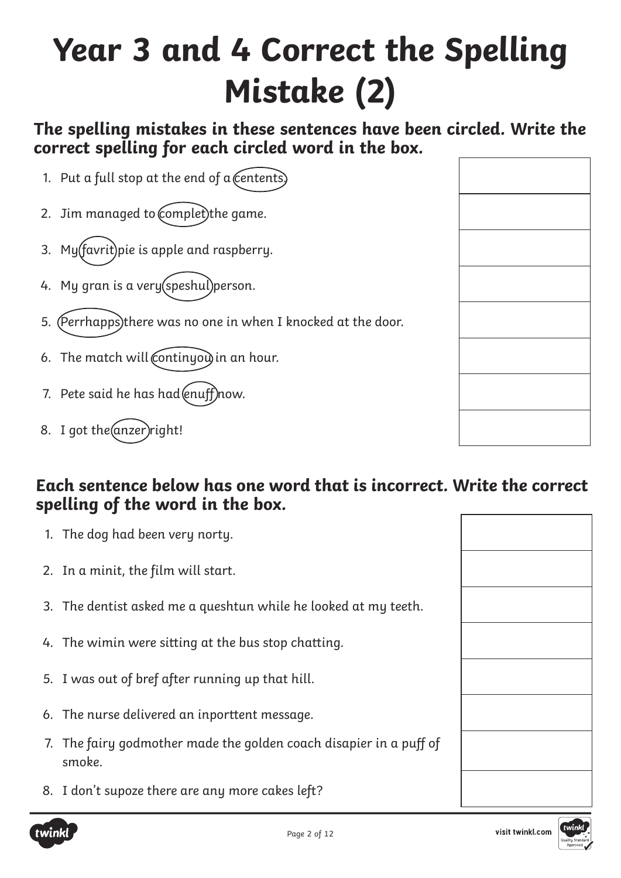# Year 3 and 4 Correct the Spelling Mistake (2)

**The spelling mistakes in these sentences have been circled. Write the correct spelling for each circled word in the box.**

1. Put a full stop at the end of a centents.
2. Jim managed to complet the game.
3. My favrit pie is apple and raspberry.
4. My gran is a very speshul person.
5. Perrhapps there was no one in when I knocked at the door.
6. The match will continyou in an hour.
7. Pete said he has had enuff now.
8. I got the anzer right!

**Each sentence below has one word that is incorrect. Write the correct spelling of the word in the box.**

1. The dog had been very norty.
2. In a minit, the film will start.
3. The dentist asked me a queshtun while he looked at my teeth.
4. The wimin were sitting at the bus stop chatting.
5. I was out of bref after running up that hill.
6. The nurse delivered an inporttent message.
7. The fairy godmother made the golden coach disapier in a puff of smoke.
8. I don't supoze there are any more cakes left?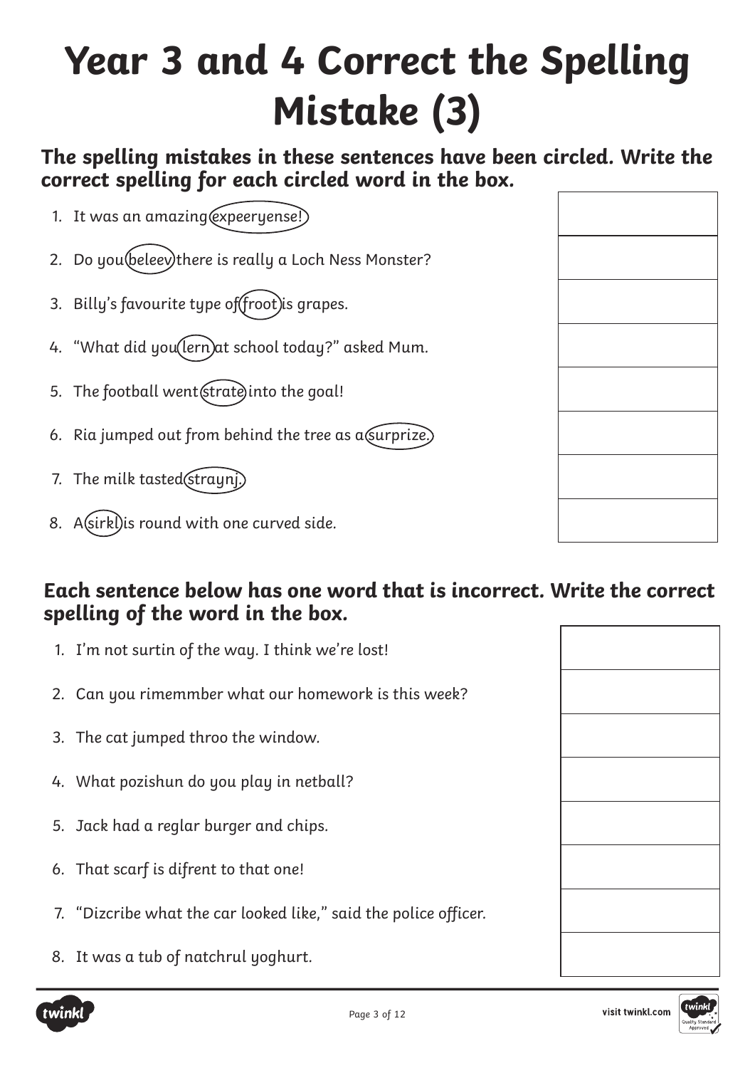# Year 3 and 4 Correct the Spelling Mistake (3)

**The spelling mistakes in these sentences have been circled. Write the correct spelling for each circled word in the box.**

1. It was an amazing expeeryense!
2. Do you beleev there is really a Loch Ness Monster?
3. Billy's favourite type of froot is grapes.
4. "What did you lern at school today?" asked Mum.
5. The football went strate into the goal!
6. Ria jumped out from behind the tree as a surprize.
7. The milk tasted straynj.
8. A sirkl is round with one curved side.

**Each sentence below has one word that is incorrect. Write the correct spelling of the word in the box.**

1. I'm not surtin of the way. I think we're lost!
2. Can you rimemmber what our homework is this week?
3. The cat jumped throo the window.
4. What pozishun do you play in netball?
5. Jack had a reglar burger and chips.
6. That scarf is difrent to that one!
7. "Dizcribe what the car looked like," said the police officer.
8. It was a tub of natchrul yoghurt.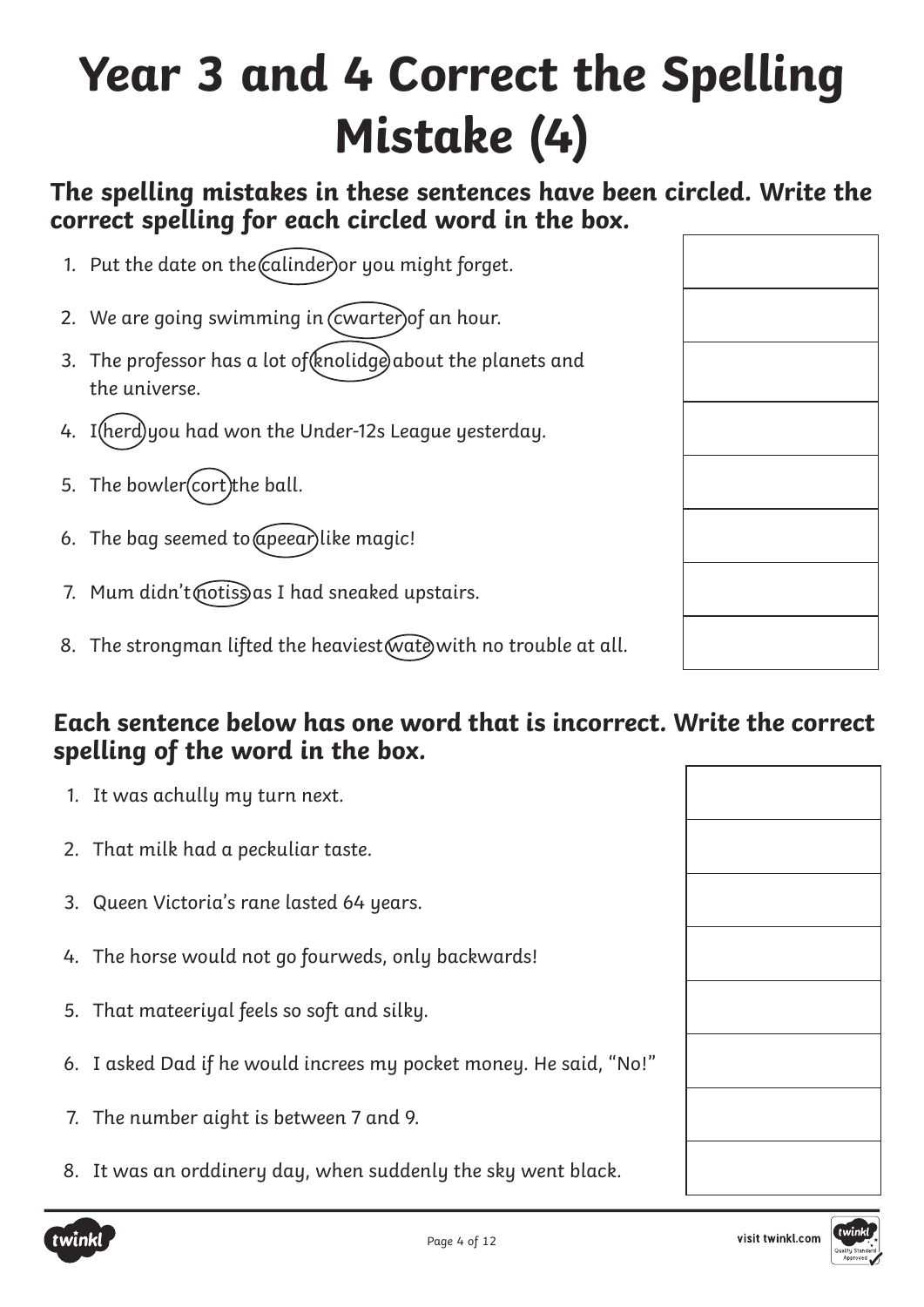# Year 3 and 4 Correct the Spelling Mistake (4)

### The spelling mistakes in these sentences have been circled. Write the correct spelling for each circled word in the box.

1. Put the date on the calinder or you might forget.
2. We are going swimming in cwarter of an hour.
3. The professor has a lot of knolidge about the planets and the universe.
4. I herd you had won the Under-12s League yesterday.
5. The bowler cort the ball.
6. The bag seemed to apeear like magic!
7. Mum didn't notiss as I had sneaked upstairs.
8. The strongman lifted the heaviest wate with no trouble at all.

### Each sentence below has one word that is incorrect. Write the correct spelling of the word in the box.

1. It was achully my turn next.
2. That milk had a peckuliar taste.
3. Queen Victoria's rane lasted 64 years.
4. The horse would not go fourweds, only backwards!
5. That mateeriyal feels so soft and silky.
6. I asked Dad if he would increes my pocket money. He said, "No!"
7. The number aight is between 7 and 9.
8. It was an orddinery day, when suddenly the sky went black.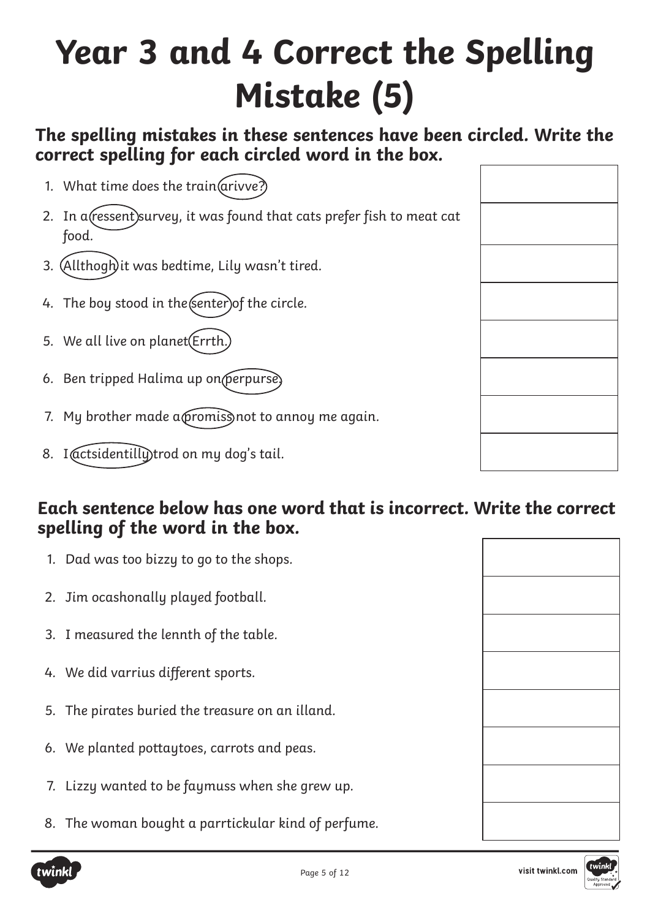# Year 3 and 4 Correct the Spelling Mistake (5)

**The spelling mistakes in these sentences have been circled. Write the correct spelling for each circled word in the box.**

1. What time does the train arivve?
2. In a ressent survey, it was found that cats prefer fish to meat cat food.
3. Allthogh it was bedtime, Lily wasn't tired.
4. The boy stood in the senter of the circle.
5. We all live on planet Errth.
6. Ben tripped Halima up on perpurse.
7. My brother made a promiss not to annoy me again.
8. I actsidentilly trod on my dog's tail.

**Each sentence below has one word that is incorrect. Write the correct spelling of the word in the box.**

1. Dad was too bizzy to go to the shops.
2. Jim ocashonally played football.
3. I measured the lennth of the table.
4. We did varrius different sports.
5. The pirates buried the treasure on an illand.
6. We planted pottaytoes, carrots and peas.
7. Lizzy wanted to be faymuss when she grew up.
8. The woman bought a parrtickular kind of perfume.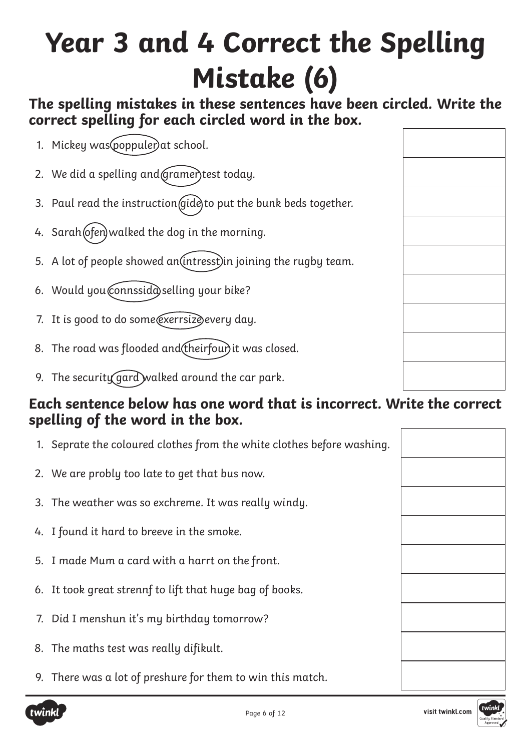# Year 3 and 4 Correct the Spelling Mistake (6)

**The spelling mistakes in these sentences have been circled. Write the correct spelling for each circled word in the box.**

1. Mickey was poppuler at school.
2. We did a spelling and gramer test today.
3. Paul read the instruction gide to put the bunk beds together.
4. Sarah ofen walked the dog in the morning.
5. A lot of people showed an intresst in joining the rugby team.
6. Would you connssida selling your bike?
7. It is good to do some exerrsize every day.
8. The road was flooded and theirfour it was closed.
9. The security gard walked around the car park.

**Each sentence below has one word that is incorrect. Write the correct spelling of the word in the box.**

1. Seprate the coloured clothes from the white clothes before washing.
2. We are probly too late to get that bus now.
3. The weather was so exchreme. It was really windy.
4. I found it hard to breeve in the smoke.
5. I made Mum a card with a harrt on the front.
6. It took great strennf to lift that huge bag of books.
7. Did I menshun it's my birthday tomorrow?
8. The maths test was really difikult.
9. There was a lot of preshure for them to win this match.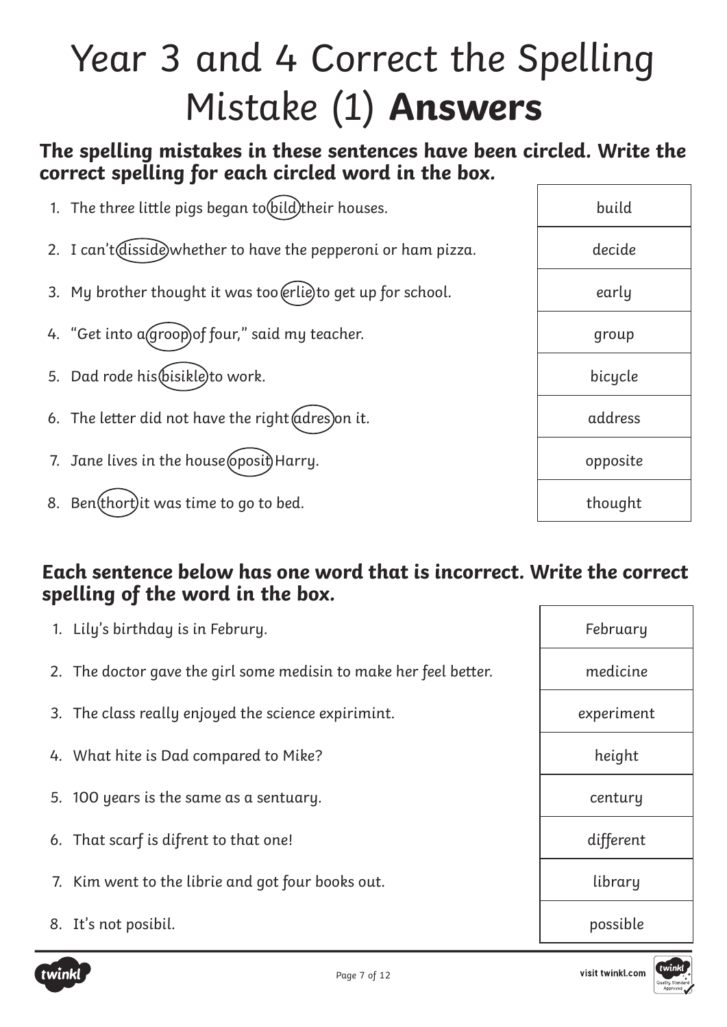# Year 3 and 4 Correct the Spelling Mistake (1) **Answers**

**The spelling mistakes in these sentences have been circled. Write the correct spelling for each circled word in the box.**

| Sentence | Answer |
|---|---|
| 1. The three little pigs began to (bild) their houses. | build |
| 2. I can't (disside) whether to have the pepperoni or ham pizza. | decide |
| 3. My brother thought it was too (erlie) to get up for school. | early |
| 4. "Get into a (groop) of four," said my teacher. | group |
| 5. Dad rode his (bisikle) to work. | bicycle |
| 6. The letter did not have the right (adres) on it. | address |
| 7. Jane lives in the house (oposit) Harry. | opposite |
| 8. Ben (thort) it was time to go to bed. | thought |

**Each sentence below has one word that is incorrect. Write the correct spelling of the word in the box.**

| Sentence | Answer |
|---|---|
| 1. Lily's birthday is in Februry. | February |
| 2. The doctor gave the girl some medisin to make her feel better. | medicine |
| 3. The class really enjoyed the science expirimint. | experiment |
| 4. What hite is Dad compared to Mike? | height |
| 5. 100 years is the same as a sentuary. | century |
| 6. That scarf is difrent to that one! | different |
| 7. Kim went to the librie and got four books out. | library |
| 8. It's not posibil. | possible |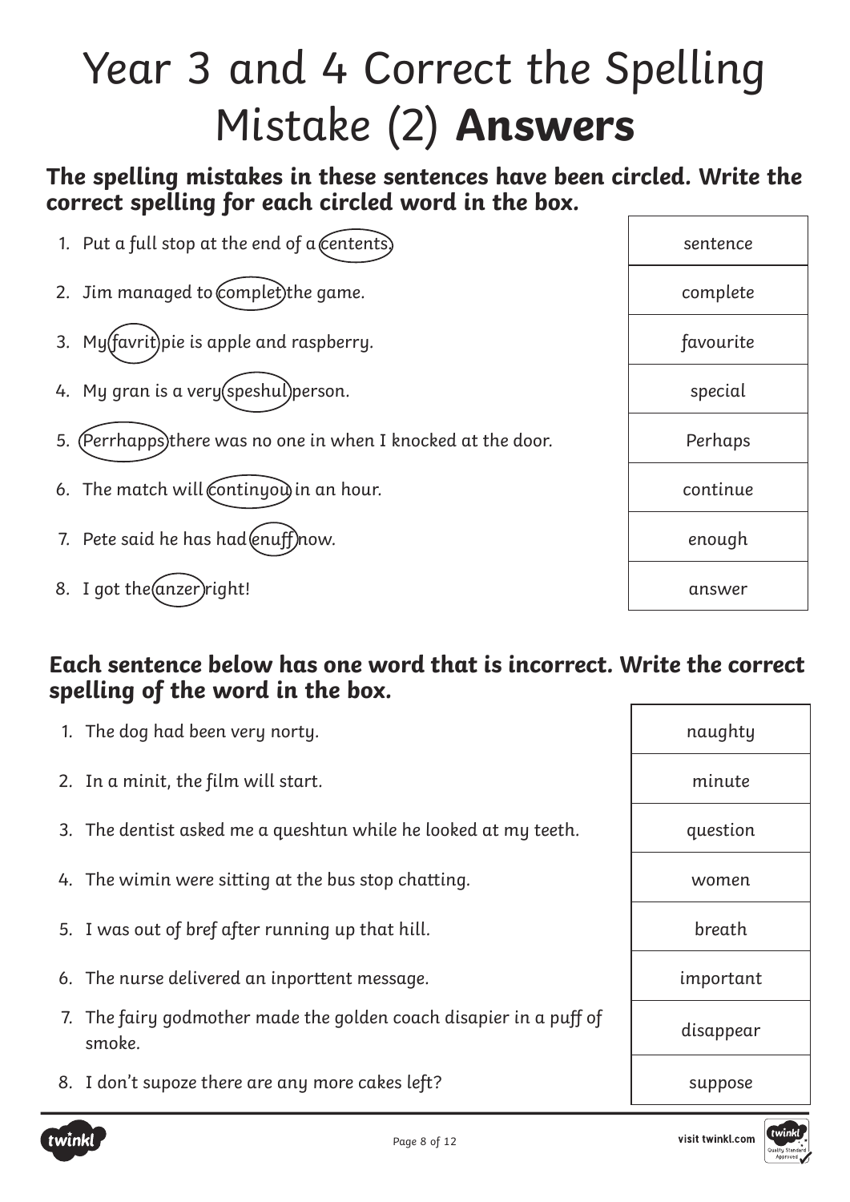# Year 3 and 4 Correct the Spelling Mistake (2) **Answers**

**The spelling mistakes in these sentences have been circled. Write the correct spelling for each circled word in the box.**

| Sentence | Answer |
| --- | --- |
| 1. Put a full stop at the end of a (centents). | sentence |
| 2. Jim managed to (complet) the game. | complete |
| 3. My (favrit) pie is apple and raspberry. | favourite |
| 4. My gran is a very (speshul) person. | special |
| 5. (Perrhapps) there was no one in when I knocked at the door. | Perhaps |
| 6. The match will (continyou) in an hour. | continue |
| 7. Pete said he has had (enuff) now. | enough |
| 8. I got the (anzer) right! | answer |

**Each sentence below has one word that is incorrect. Write the correct spelling of the word in the box.**

| Sentence | Answer |
| --- | --- |
| 1. The dog had been very norty. | naughty |
| 2. In a minit, the film will start. | minute |
| 3. The dentist asked me a queshtun while he looked at my teeth. | question |
| 4. The wimin were sitting at the bus stop chatting. | women |
| 5. I was out of bref after running up that hill. | breath |
| 6. The nurse delivered an inporttent message. | important |
| 7. The fairy godmother made the golden coach disapier in a puff of smoke. | disappear |
| 8. I don't supoze there are any more cakes left? | suppose |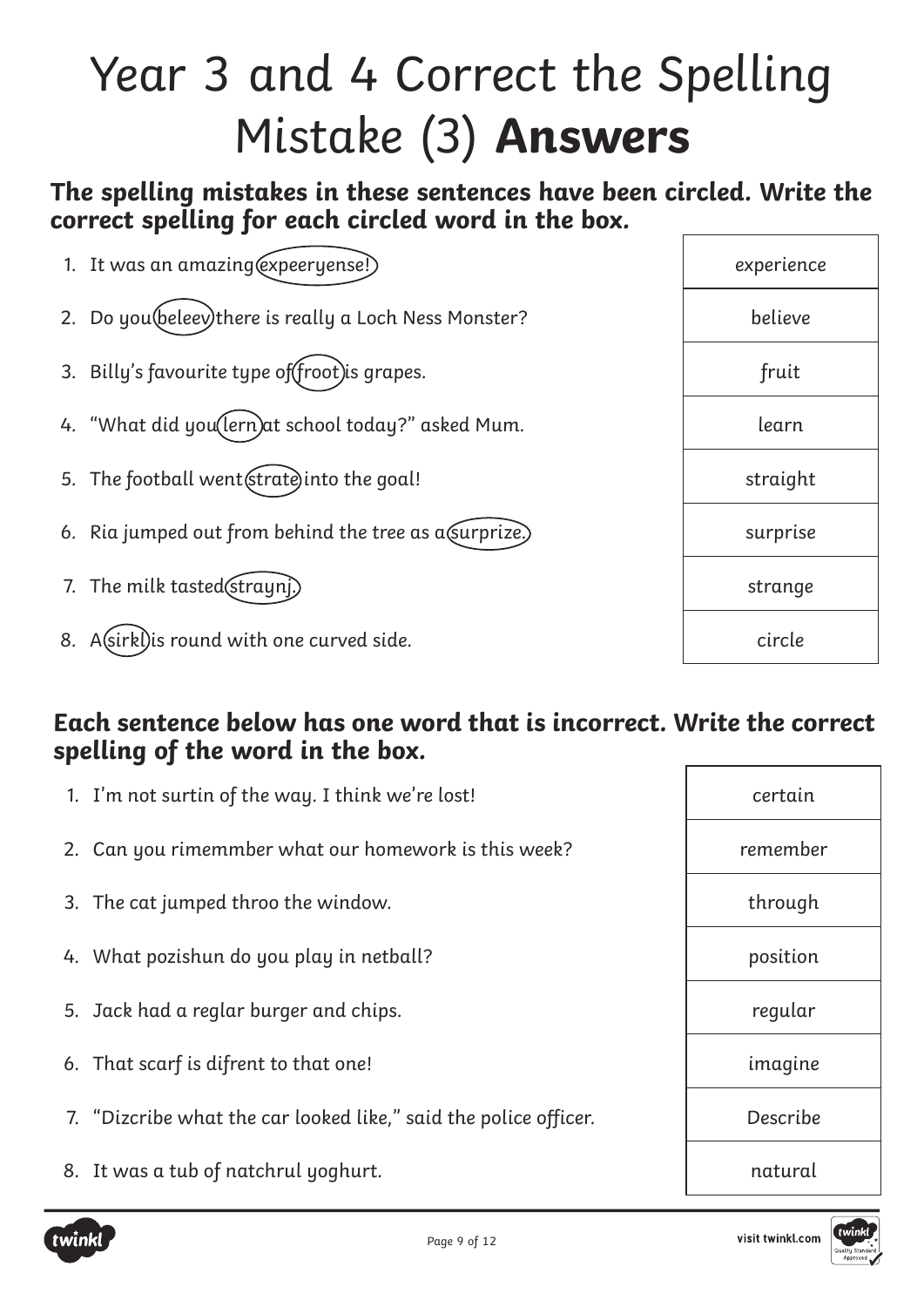# Year 3 and 4 Correct the Spelling Mistake (3) **Answers**

**The spelling mistakes in these sentences have been circled. Write the correct spelling for each circled word in the box.**

| Sentence | Answer |
| --- | --- |
| 1. It was an amazing expeeryense! | experience |
| 2. Do you beleev there is really a Loch Ness Monster? | believe |
| 3. Billy's favourite type of froot is grapes. | fruit |
| 4. "What did you lern at school today?" asked Mum. | learn |
| 5. The football went strate into the goal! | straight |
| 6. Ria jumped out from behind the tree as a surprize. | surprise |
| 7. The milk tasted straynj. | strange |
| 8. A sirkl is round with one curved side. | circle |

**Each sentence below has one word that is incorrect. Write the correct spelling of the word in the box.**

| Sentence | Answer |
| --- | --- |
| 1. I'm not surtin of the way. I think we're lost! | certain |
| 2. Can you rimemmber what our homework is this week? | remember |
| 3. The cat jumped throo the window. | through |
| 4. What pozishun do you play in netball? | position |
| 5. Jack had a reglar burger and chips. | regular |
| 6. That scarf is difrent to that one! | imagine |
| 7. "Dizcribe what the car looked like," said the police officer. | Describe |
| 8. It was a tub of natchrul yoghurt. | natural |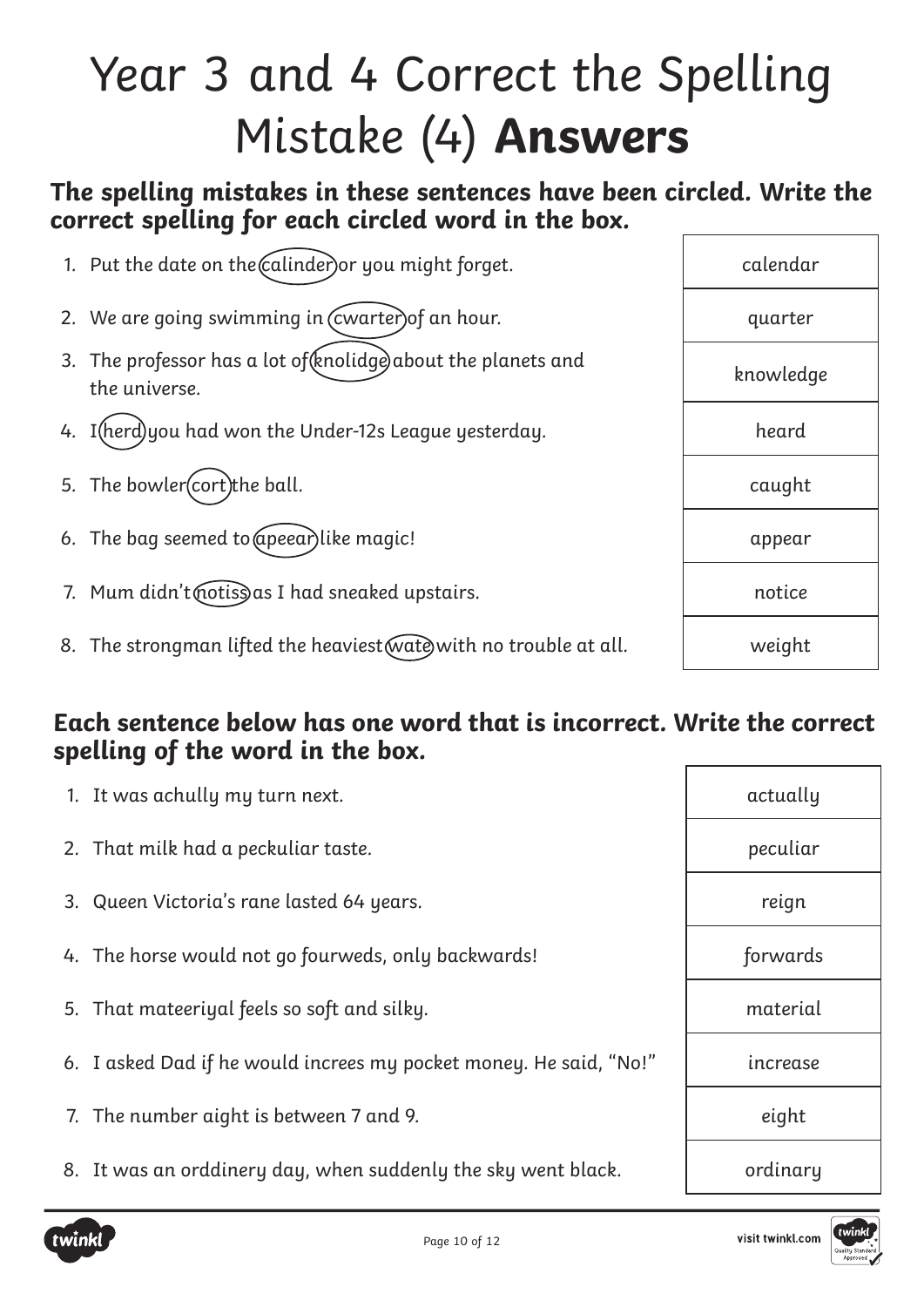# Year 3 and 4 Correct the Spelling Mistake (4) **Answers**

**The spelling mistakes in these sentences have been circled. Write the correct spelling for each circled word in the box.**

| Sentence | Answer |
|---|---|
| 1. Put the date on the calinder or you might forget. | calendar |
| 2. We are going swimming in cwarter of an hour. | quarter |
| 3. The professor has a lot of knolidge about the planets and the universe. | knowledge |
| 4. I herd you had won the Under-12s League yesterday. | heard |
| 5. The bowler cort the ball. | caught |
| 6. The bag seemed to apeear like magic! | appear |
| 7. Mum didn't notiss as I had sneaked upstairs. | notice |
| 8. The strongman lifted the heaviest wate with no trouble at all. | weight |

**Each sentence below has one word that is incorrect. Write the correct spelling of the word in the box.**

| Sentence | Answer |
|---|---|
| 1. It was achully my turn next. | actually |
| 2. That milk had a peckuliar taste. | peculiar |
| 3. Queen Victoria's rane lasted 64 years. | reign |
| 4. The horse would not go fourweds, only backwards! | forwards |
| 5. That mateeriyal feels so soft and silky. | material |
| 6. I asked Dad if he would increes my pocket money. He said, "No!" | increase |
| 7. The number aight is between 7 and 9. | eight |
| 8. It was an orddinery day, when suddenly the sky went black. | ordinary |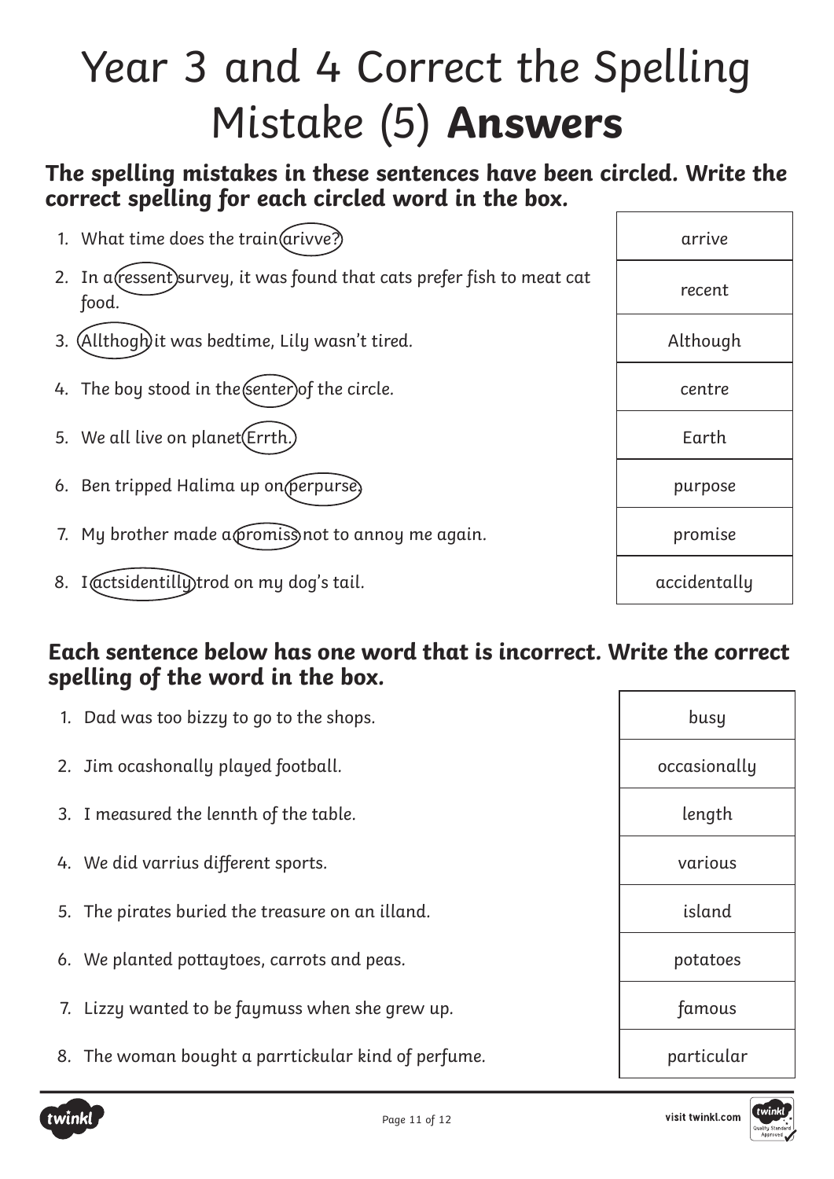# Year 3 and 4 Correct the Spelling Mistake (5) **Answers**

**The spelling mistakes in these sentences have been circled. Write the correct spelling for each circled word in the box.**

| Sentence | Answer |
|---|---|
| 1. What time does the train arivve? | arrive |
| 2. In a ressent survey, it was found that cats prefer fish to meat cat food. | recent |
| 3. Allthogh it was bedtime, Lily wasn't tired. | Although |
| 4. The boy stood in the senter of the circle. | centre |
| 5. We all live on planet Errth. | Earth |
| 6. Ben tripped Halima up on perpurse. | purpose |
| 7. My brother made a promiss not to annoy me again. | promise |
| 8. I actsidentilly trod on my dog's tail. | accidentally |

**Each sentence below has one word that is incorrect. Write the correct spelling of the word in the box.**

| Sentence | Answer |
|---|---|
| 1. Dad was too bizzy to go to the shops. | busy |
| 2. Jim ocashonally played football. | occasionally |
| 3. I measured the lennth of the table. | length |
| 4. We did varrius different sports. | various |
| 5. The pirates buried the treasure on an illand. | island |
| 6. We planted pottaytoes, carrots and peas. | potatoes |
| 7. Lizzy wanted to be faymuss when she grew up. | famous |
| 8. The woman bought a parrtickular kind of perfume. | particular |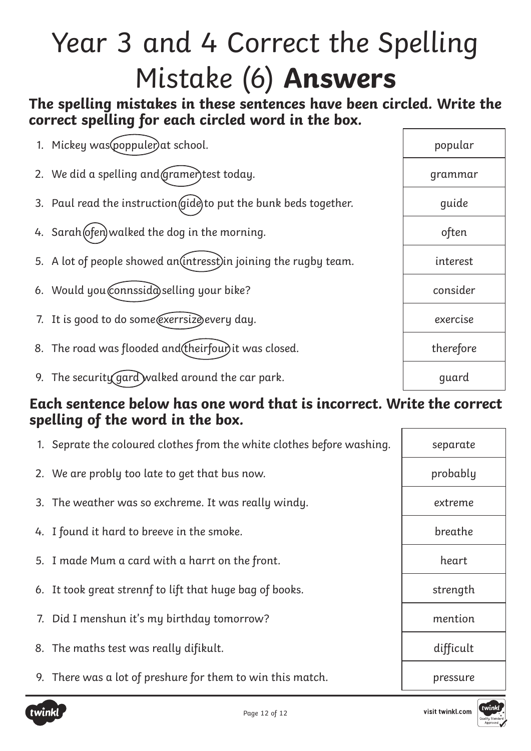# Year 3 and 4 Correct the Spelling Mistake (6) **Answers**

**The spelling mistakes in these sentences have been circled. Write the correct spelling for each circled word in the box.**

| | |
|---|---|
| 1. Mickey was poppuler at school. | popular |
| 2. We did a spelling and gramer test today. | grammar |
| 3. Paul read the instruction gide to put the bunk beds together. | guide |
| 4. Sarah ofen walked the dog in the morning. | often |
| 5. A lot of people showed an intresst in joining the rugby team. | interest |
| 6. Would you connssida selling your bike? | consider |
| 7. It is good to do some exerrsize every day. | exercise |
| 8. The road was flooded and theirfour it was closed. | therefore |
| 9. The security gard walked around the car park. | guard |

**Each sentence below has one word that is incorrect. Write the correct spelling of the word in the box.**

| | |
|---|---|
| 1. Seprate the coloured clothes from the white clothes before washing. | separate |
| 2. We are probly too late to get that bus now. | probably |
| 3. The weather was so exchreme. It was really windy. | extreme |
| 4. I found it hard to breeve in the smoke. | breathe |
| 5. I made Mum a card with a harrt on the front. | heart |
| 6. It took great strennf to lift that huge bag of books. | strength |
| 7. Did I menshun it's my birthday tomorrow? | mention |
| 8. The maths test was really difikult. | difficult |
| 9. There was a lot of preshure for them to win this match. | pressure |